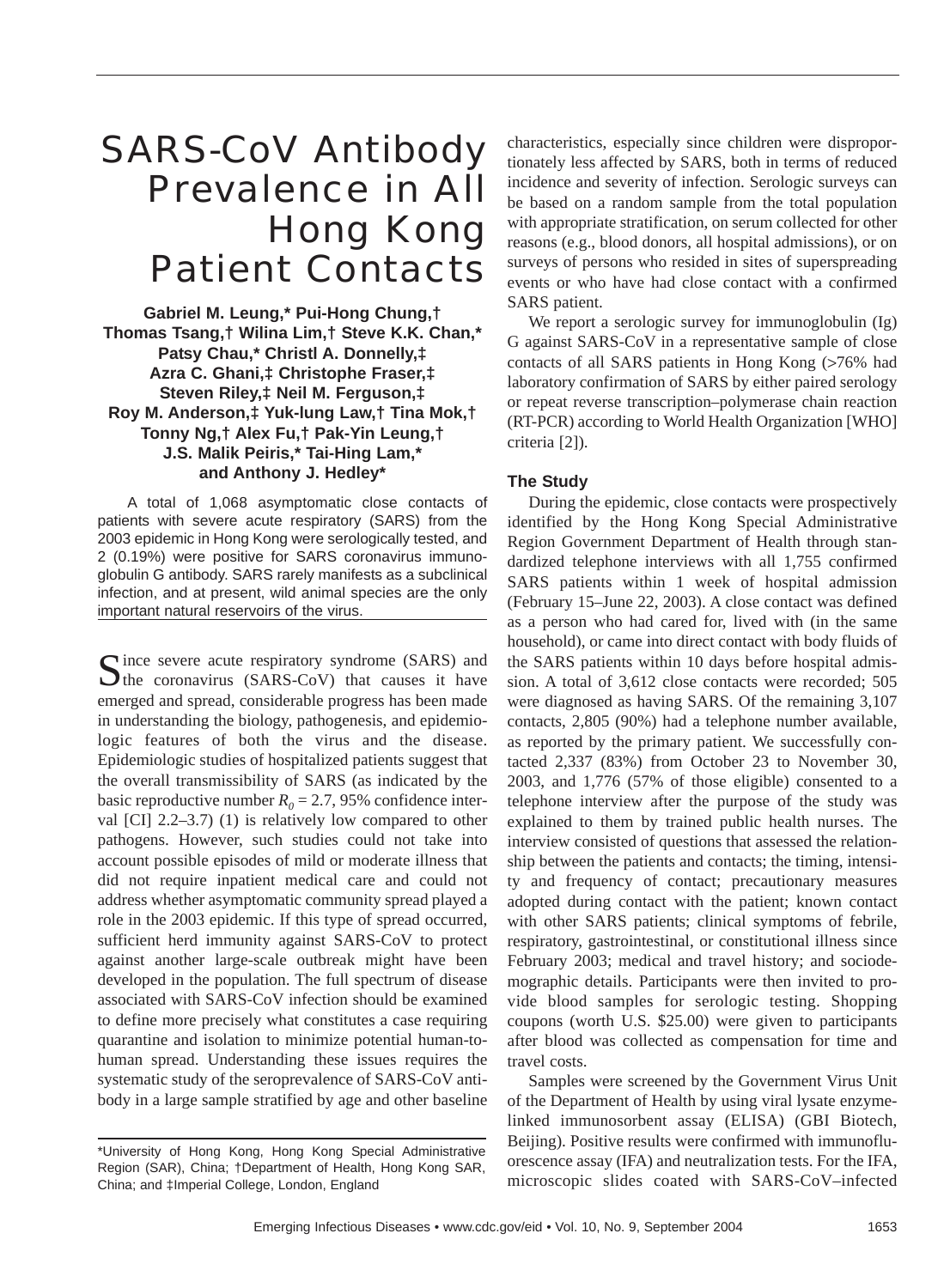# SARS-CoV Antibody Prevalence in All Hong Kong Patient Contacts

**Gabriel M. Leung,* Pui-Hong Chung,† Thomas Tsang,† Wilina Lim,† Steve K.K. Chan,* Patsy Chau,* Christl A. Donnelly,‡ Azra C. Ghani,‡ Christophe Fraser,‡ Steven Riley,‡ Neil M. Ferguson,‡ Roy M. Anderson,‡ Yuk-lung Law,† Tina Mok,† Tonny Ng,† Alex Fu,† Pak-Yin Leung,† J.S. Malik Peiris,* Tai-Hing Lam,* and Anthony J. Hedley***

A total of 1,068 asymptomatic close contacts of patients with severe acute respiratory (SARS) from the 2003 epidemic in Hong Kong were serologically tested, and 2 (0.19%) were positive for SARS coronavirus immunoglobulin G antibody. SARS rarely manifests as a subclinical infection, and at present, wild animal species are the only important natural reservoirs of the virus.

Since severe acute respiratory syndrome (SARS) and the coronavirus (SARS-CoV) that causes it have emerged and spread, considerable progress has been made in understanding the biology, pathogenesis, and epidemiologic features of both the virus and the disease. Epidemiologic studies of hospitalized patients suggest that the overall transmissibility of SARS (as indicated by the basic reproductive number $R_0$ = 2.7, 95% confidence interval [CI] 2.2–3.7) (1) is relatively low compared to other pathogens. However, such studies could not take into account possible episodes of mild or moderate illness that did not require inpatient medical care and could not address whether asymptomatic community spread played a role in the 2003 epidemic. If this type of spread occurred, sufficient herd immunity against SARS-CoV to protect against another large-scale outbreak might have been developed in the population. The full spectrum of disease associated with SARS-CoV infection should be examined to define more precisely what constitutes a case requiring quarantine and isolation to minimize potential human-to-human spread. Understanding these issues requires the systematic study of the seroprevalence of SARS-CoV antibody in a large sample stratified by age and other baseline characteristics, especially since children were disproportionately less affected by SARS, both in terms of reduced incidence and severity of infection. Serologic surveys can be based on a random sample from the total population with appropriate stratification, on serum collected for other reasons (e.g., blood donors, all hospital admissions), or on surveys of persons who resided in sites of superspreading events or who have had close contact with a confirmed SARS patient.

We report a serologic survey for immunoglobulin (Ig) G against SARS-CoV in a representative sample of close contacts of all SARS patients in Hong Kong (>76% had laboratory confirmation of SARS by either paired serology or repeat reverse transcription–polymerase chain reaction (RT-PCR) according to World Health Organization [WHO] criteria [2]).

*University of Hong Kong, Hong Kong Special Administrative Region (SAR), China; †Department of Health, Hong Kong SAR, China; and ‡Imperial College, London, England

## The Study

During the epidemic, close contacts were prospectively identified by the Hong Kong Special Administrative Region Government Department of Health through standardized telephone interviews with all 1,755 confirmed SARS patients within 1 week of hospital admission (February 15–June 22, 2003). A close contact was defined as a person who had cared for, lived with (in the same household), or came into direct contact with body fluids of the SARS patients within 10 days before hospital admission. A total of 3,612 close contacts were recorded; 505 were diagnosed as having SARS. Of the remaining 3,107 contacts, 2,805 (90%) had a telephone number available, as reported by the primary patient. We successfully contacted 2,337 (83%) from October 23 to November 30, 2003, and 1,776 (57% of those eligible) consented to a telephone interview after the purpose of the study was explained to them by trained public health nurses. The interview consisted of questions that assessed the relationship between the patients and contacts; the timing, intensity and frequency of contact; precautionary measures adopted during contact with the patient; known contact with other SARS patients; clinical symptoms of febrile, respiratory, gastrointestinal, or constitutional illness since February 2003; medical and travel history; and sociodemographic details. Participants were then invited to provide blood samples for serologic testing. Shopping coupons (worth U.S. $25.00) were given to participants after blood was collected as compensation for time and travel costs.

Samples were screened by the Government Virus Unit of the Department of Health by using viral lysate enzyme-linked immunosorbent assay (ELISA) (GBI Biotech, Beijing). Positive results were confirmed with immunofluorescence assay (IFA) and neutralization tests. For the IFA, microscopic slides coated with SARS-CoV–infected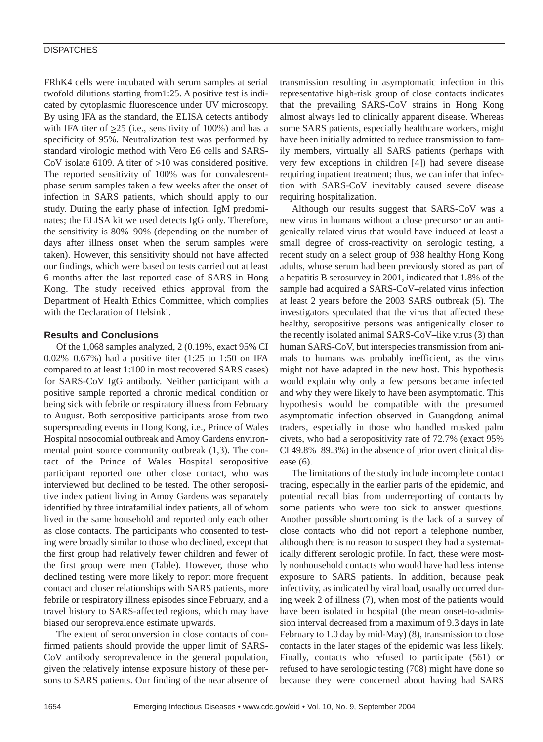FRhK4 cells were incubated with serum samples at serial twofold dilutions starting from1:25. A positive test is indicated by cytoplasmic fluorescence under UV microscopy. By using IFA as the standard, the ELISA detects antibody with IFA titer of $\geq$25 (i.e., sensitivity of 100%) and has a specificity of 95%. Neutralization test was performed by standard virologic method with Vero E6 cells and SARS-CoV isolate 6109. A titer of $\geq$10 was considered positive. The reported sensitivity of 100% was for convalescent-phase serum samples taken a few weeks after the onset of infection in SARS patients, which should apply to our study. During the early phase of infection, IgM predominates; the ELISA kit we used detects IgG only. Therefore, the sensitivity is 80%–90% (depending on the number of days after illness onset when the serum samples were taken). However, this sensitivity should not have affected our findings, which were based on tests carried out at least 6 months after the last reported case of SARS in Hong Kong. The study received ethics approval from the Department of Health Ethics Committee, which complies with the Declaration of Helsinki.

## Results and Conclusions

Of the 1,068 samples analyzed, 2 (0.19%, exact 95% CI 0.02%–0.67%) had a positive titer (1:25 to 1:50 on IFA compared to at least 1:100 in most recovered SARS cases) for SARS-CoV IgG antibody. Neither participant with a positive sample reported a chronic medical condition or being sick with febrile or respiratory illness from February to August. Both seropositive participants arose from two superspreading events in Hong Kong, i.e., Prince of Wales Hospital nosocomial outbreak and Amoy Gardens environmental point source community outbreak (1,3). The contact of the Prince of Wales Hospital seropositive participant reported one other close contact, who was interviewed but declined to be tested. The other seropositive index patient living in Amoy Gardens was separately identified by three intrafamilial index patients, all of whom lived in the same household and reported only each other as close contacts. The participants who consented to testing were broadly similar to those who declined, except that the first group had relatively fewer children and fewer of the first group were men (Table). However, those who declined testing were more likely to report more frequent contact and closer relationships with SARS patients, more febrile or respiratory illness episodes since February, and a travel history to SARS-affected regions, which may have biased our seroprevalence estimate upwards.

The extent of seroconversion in close contacts of confirmed patients should provide the upper limit of SARS-CoV antibody seroprevalence in the general population, given the relatively intense exposure history of these persons to SARS patients. Our finding of the near absence of transmission resulting in asymptomatic infection in this representative high-risk group of close contacts indicates that the prevailing SARS-CoV strains in Hong Kong almost always led to clinically apparent disease. Whereas some SARS patients, especially healthcare workers, might have been initially admitted to reduce transmission to family members, virtually all SARS patients (perhaps with very few exceptions in children [4]) had severe disease requiring inpatient treatment; thus, we can infer that infection with SARS-CoV inevitably caused severe disease requiring hospitalization.

Although our results suggest that SARS-CoV was a new virus in humans without a close precursor or an antigenically related virus that would have induced at least a small degree of cross-reactivity on serologic testing, a recent study on a select group of 938 healthy Hong Kong adults, whose serum had been previously stored as part of a hepatitis B serosurvey in 2001, indicated that 1.8% of the sample had acquired a SARS-CoV–related virus infection at least 2 years before the 2003 SARS outbreak (5). The investigators speculated that the virus that affected these healthy, seropositive persons was antigenically closer to the recently isolated animal SARS-CoV–like virus (3) than human SARS-CoV, but interspecies transmission from animals to humans was probably inefficient, as the virus might not have adapted in the new host. This hypothesis would explain why only a few persons became infected and why they were likely to have been asymptomatic. This hypothesis would be compatible with the presumed asymptomatic infection observed in Guangdong animal traders, especially in those who handled masked palm civets, who had a seropositivity rate of 72.7% (exact 95% CI 49.8%–89.3%) in the absence of prior overt clinical disease (6).

The limitations of the study include incomplete contact tracing, especially in the earlier parts of the epidemic, and potential recall bias from underreporting of contacts by some patients who were too sick to answer questions. Another possible shortcoming is the lack of a survey of close contacts who did not report a telephone number, although there is no reason to suspect they had a systematically different serologic profile. In fact, these were mostly nonhousehold contacts who would have had less intense exposure to SARS patients. In addition, because peak infectivity, as indicated by viral load, usually occurred during week 2 of illness (7), when most of the patients would have been isolated in hospital (the mean onset-to-admission interval decreased from a maximum of 9.3 days in late February to 1.0 day by mid-May) (8), transmission to close contacts in the later stages of the epidemic was less likely. Finally, contacts who refused to participate (561) or refused to have serologic testing (708) might have done so because they were concerned about having had SARS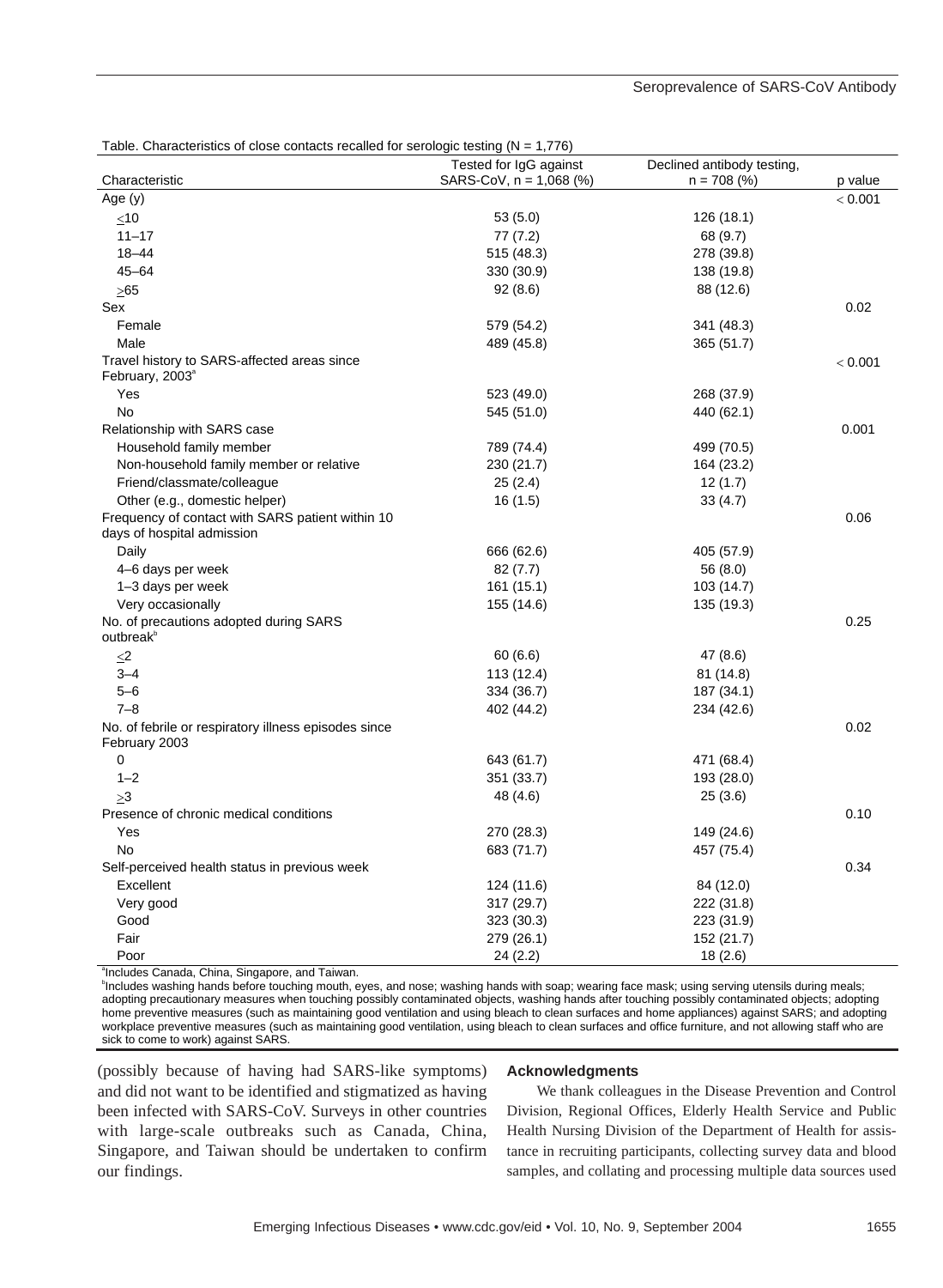Table. Characteristics of close contacts recalled for serologic testing (N = 1,776)

| Characteristic | Tested for IgG against SARS-CoV, n = 1,068 (%) | Declined antibody testing, n = 708 (%) | p value |
|---|---|---|---|
| Age (y) | | | < 0.001 |
| ≤10 | 53 (5.0) | 126 (18.1) | |
| 11–17 | 77 (7.2) | 68 (9.7) | |
| 18–44 | 515 (48.3) | 278 (39.8) | |
| 45–64 | 330 (30.9) | 138 (19.8) | |
| ≥65 | 92 (8.6) | 88 (12.6) | |
| Sex | | | 0.02 |
| Female | 579 (54.2) | 341 (48.3) | |
| Male | 489 (45.8) | 365 (51.7) | |
| Travel history to SARS-affected areas since February, 2003[a] | | | < 0.001 |
| Yes | 523 (49.0) | 268 (37.9) | |
| No | 545 (51.0) | 440 (62.1) | |
| Relationship with SARS case | | | 0.001 |
| Household family member | 789 (74.4) | 499 (70.5) | |
| Non-household family member or relative | 230 (21.7) | 164 (23.2) | |
| Friend/classmate/colleague | 25 (2.4) | 12 (1.7) | |
| Other (e.g., domestic helper) | 16 (1.5) | 33 (4.7) | |
| Frequency of contact with SARS patient within 10 days of hospital admission | | | 0.06 |
| Daily | 666 (62.6) | 405 (57.9) | |
| 4–6 days per week | 82 (7.7) | 56 (8.0) | |
| 1–3 days per week | 161 (15.1) | 103 (14.7) | |
| Very occasionally | 155 (14.6) | 135 (19.3) | |
| No. of precautions adopted during SARS outbreak[b] | | | 0.25 |
| ≤2 | 60 (6.6) | 47 (8.6) | |
| 3–4 | 113 (12.4) | 81 (14.8) | |
| 5–6 | 334 (36.7) | 187 (34.1) | |
| 7–8 | 402 (44.2) | 234 (42.6) | |
| No. of febrile or respiratory illness episodes since February 2003 | | | 0.02 |
| 0 | 643 (61.7) | 471 (68.4) | |
| 1–2 | 351 (33.7) | 193 (28.0) | |
| ≥3 | 48 (4.6) | 25 (3.6) | |
| Presence of chronic medical conditions | | | 0.10 |
| Yes | 270 (28.3) | 149 (24.6) | |
| No | 683 (71.7) | 457 (75.4) | |
| Self-perceived health status in previous week | | | 0.34 |
| Excellent | 124 (11.6) | 84 (12.0) | |
| Very good | 317 (29.7) | 222 (31.8) | |
| Good | 323 (30.3) | 223 (31.9) | |
| Fair | 279 (26.1) | 152 (21.7) | |
| Poor | 24 (2.2) | 18 (2.6) | |

[a]Includes Canada, China, Singapore, and Taiwan.
[b]Includes washing hands before touching mouth, eyes, and nose; washing hands with soap; wearing face mask; using serving utensils during meals; adopting precautionary measures when touching possibly contaminated objects, washing hands after touching possibly contaminated objects; adopting home preventive measures (such as maintaining good ventilation and using bleach to clean surfaces and home appliances) against SARS; and adopting workplace preventive measures (such as maintaining good ventilation, using bleach to clean surfaces and office furniture, and not allowing staff who are sick to come to work) against SARS.

(possibly because of having had SARS-like symptoms) and did not want to be identified and stigmatized as having been infected with SARS-CoV. Surveys in other countries with large-scale outbreaks such as Canada, China, Singapore, and Taiwan should be undertaken to confirm our findings.

### Acknowledgments

We thank colleagues in the Disease Prevention and Control Division, Regional Offices, Elderly Health Service and Public Health Nursing Division of the Department of Health for assistance in recruiting participants, collecting survey data and blood samples, and collating and processing multiple data sources used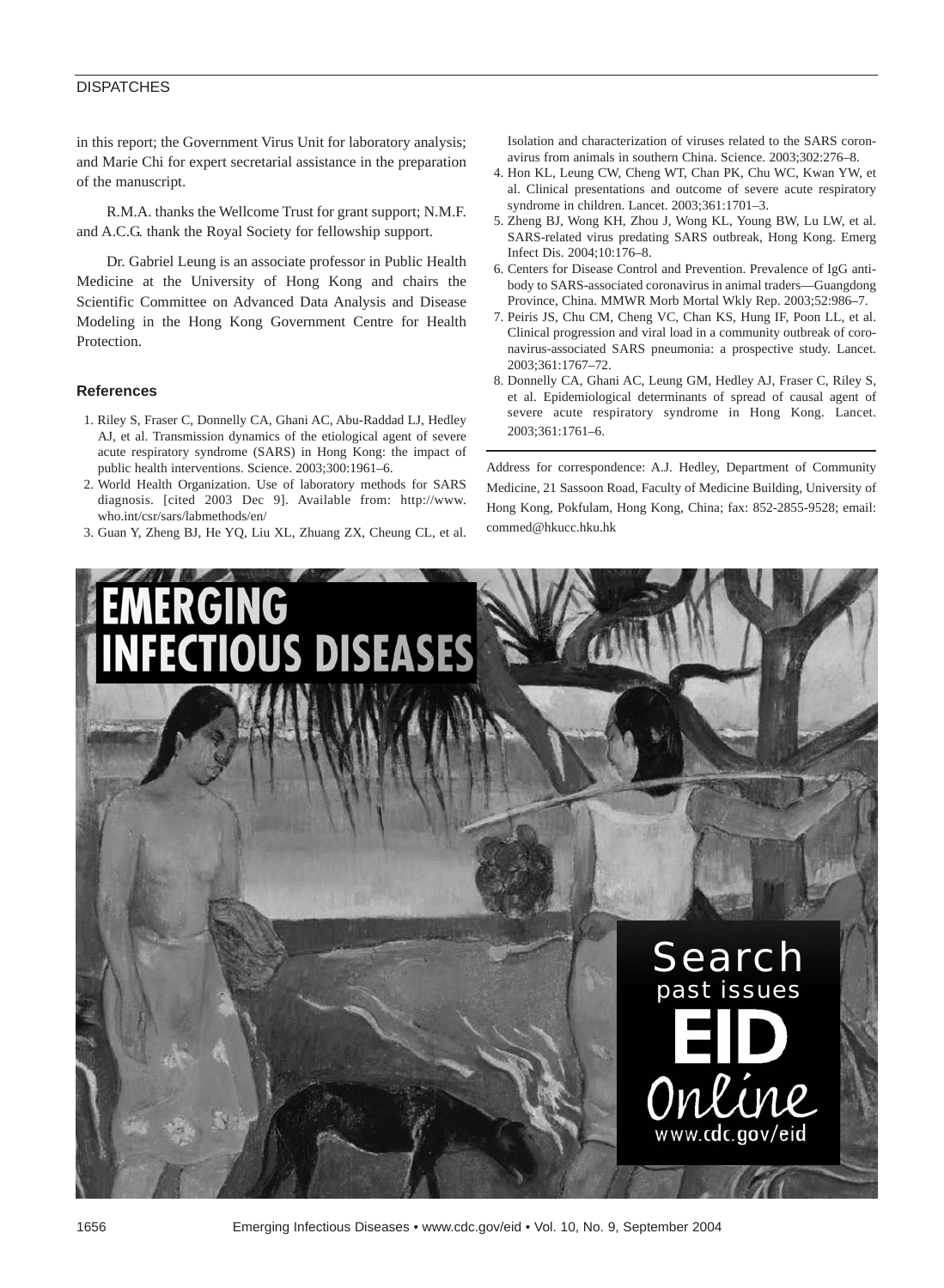in this report; the Government Virus Unit for laboratory analysis; and Marie Chi for expert secretarial assistance in the preparation of the manuscript.

R.M.A. thanks the Wellcome Trust for grant support; N.M.F. and A.C.G. thank the Royal Society for fellowship support.

Dr. Gabriel Leung is an associate professor in Public Health Medicine at the University of Hong Kong and chairs the Scientific Committee on Advanced Data Analysis and Disease Modeling in the Hong Kong Government Centre for Health Protection.

### References

1. Riley S, Fraser C, Donnelly CA, Ghani AC, Abu-Raddad LJ, Hedley AJ, et al. Transmission dynamics of the etiological agent of severe acute respiratory syndrome (SARS) in Hong Kong: the impact of public health interventions. Science. 2003;300:1961–6.
2. World Health Organization. Use of laboratory methods for SARS diagnosis. [cited 2003 Dec 9]. Available from: http://www.who.int/csr/sars/labmethods/en/
3. Guan Y, Zheng BJ, He YQ, Liu XL, Zhuang ZX, Cheung CL, et al. Isolation and characterization of viruses related to the SARS coronavirus from animals in southern China. Science. 2003;302:276–8.
4. Hon KL, Leung CW, Cheng WT, Chan PK, Chu WC, Kwan YW, et al. Clinical presentations and outcome of severe acute respiratory syndrome in children. Lancet. 2003;361:1701–3.
5. Zheng BJ, Wong KH, Zhou J, Wong KL, Young BW, Lu LW, et al. SARS-related virus predating SARS outbreak, Hong Kong. Emerg Infect Dis. 2004;10:176–8.
6. Centers for Disease Control and Prevention. Prevalence of IgG antibody to SARS-associated coronavirus in animal traders—Guangdong Province, China. MMWR Morb Mortal Wkly Rep. 2003;52:986–7.
7. Peiris JS, Chu CM, Cheng VC, Chan KS, Hung IF, Poon LL, et al. Clinical progression and viral load in a community outbreak of coronavirus-associated SARS pneumonia: a prospective study. Lancet. 2003;361:1767–72.
8. Donnelly CA, Ghani AC, Leung GM, Hedley AJ, Fraser C, Riley S, et al. Epidemiological determinants of spread of causal agent of severe acute respiratory syndrome in Hong Kong. Lancet. 2003;361:1761–6.

Address for correspondence: A.J. Hedley, Department of Community Medicine, 21 Sassoon Road, Faculty of Medicine Building, University of Hong Kong, Pokfulam, Hong Kong, China; fax: 852-2855-9528; email: commed@hkucc.hku.hk

EMERGING INFECTIOUS DISEASES

Search past issues EID Online www.cdc.gov/eid